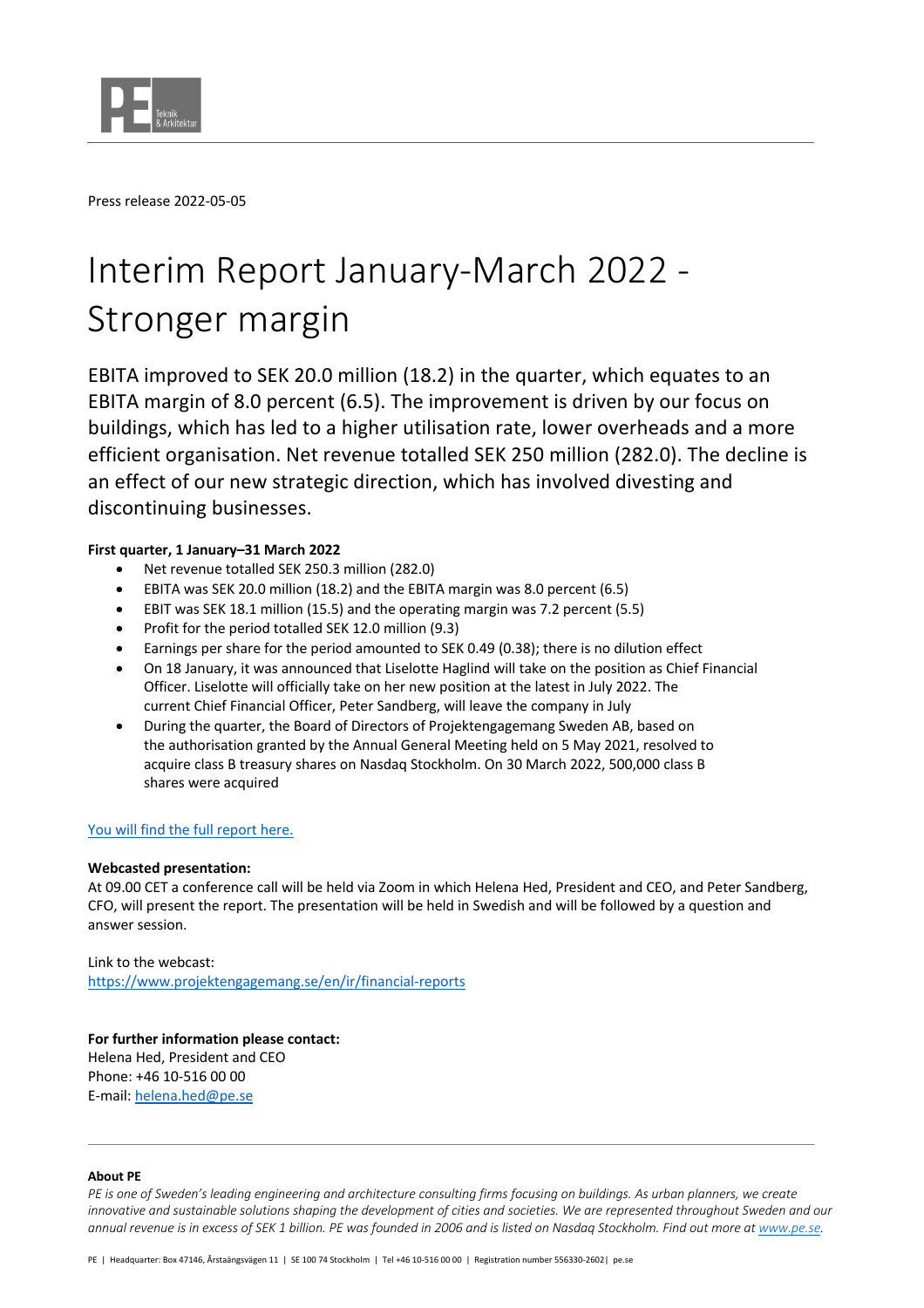Press release 2022-05-05

# Interim Report January-March 2022 - Stronger margin

EBITA improved to SEK 20.0 million (18.2) in the quarter, which equates to an EBITA margin of 8.0 percent (6.5). The improvement is driven by our focus on buildings, which has led to a higher utilisation rate, lower overheads and a more efficient organisation. Net revenue totalled SEK 250 million (282.0). The decline is an effect of our new strategic direction, which has involved divesting and discontinuing businesses.

**First quarter, 1 January–31 March 2022**

- Net revenue totalled SEK 250.3 million (282.0)
- EBITA was SEK 20.0 million (18.2) and the EBITA margin was 8.0 percent (6.5)
- EBIT was SEK 18.1 million (15.5) and the operating margin was 7.2 percent (5.5)
- Profit for the period totalled SEK 12.0 million (9.3)
- Earnings per share for the period amounted to SEK 0.49 (0.38); there is no dilution effect
- On 18 January, it was announced that Liselotte Haglind will take on the position as Chief Financial Officer. Liselotte will officially take on her new position at the latest in July 2022. The current Chief Financial Officer, Peter Sandberg, will leave the company in July
- During the quarter, the Board of Directors of Projektengagemang Sweden AB, based on the authorisation granted by the Annual General Meeting held on 5 May 2021, resolved to acquire class B treasury shares on Nasdaq Stockholm. On 30 March 2022, 500,000 class B shares were acquired

You will find the full report here.

**Webcasted presentation:**

At 09.00 CET a conference call will be held via Zoom in which Helena Hed, President and CEO, and Peter Sandberg, CFO, will present the report. The presentation will be held in Swedish and will be followed by a question and answer session.

Link to the webcast:
https://www.projektengagemang.se/en/ir/financial-reports

**For further information please contact:**
Helena Hed, President and CEO
Phone: +46 10-516 00 00
E-mail: helena.hed@pe.se

**About PE**

*PE is one of Sweden's leading engineering and architecture consulting firms focusing on buildings. As urban planners, we create innovative and sustainable solutions shaping the development of cities and societies. We are represented throughout Sweden and our annual revenue is in excess of SEK 1 billion. PE was founded in 2006 and is listed on Nasdaq Stockholm. Find out more at www.pe.se.*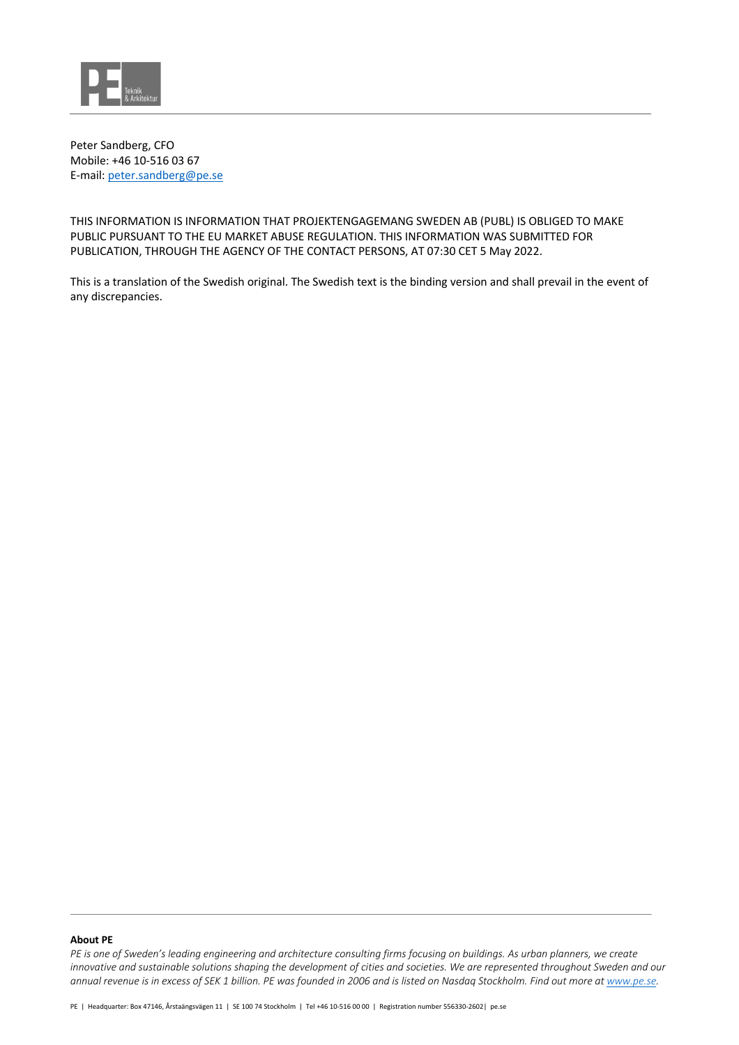Peter Sandberg, CFO
Mobile: +46 10-516 03 67
E-mail: peter.sandberg@pe.se

THIS INFORMATION IS INFORMATION THAT PROJEKTENGAGEMANG SWEDEN AB (PUBL) IS OBLIGED TO MAKE PUBLIC PURSUANT TO THE EU MARKET ABUSE REGULATION. THIS INFORMATION WAS SUBMITTED FOR PUBLICATION, THROUGH THE AGENCY OF THE CONTACT PERSONS, AT 07:30 CET 5 May 2022.

This is a translation of the Swedish original. The Swedish text is the binding version and shall prevail in the event of any discrepancies.

**About PE**

*PE is one of Sweden's leading engineering and architecture consulting firms focusing on buildings. As urban planners, we create innovative and sustainable solutions shaping the development of cities and societies. We are represented throughout Sweden and our annual revenue is in excess of SEK 1 billion. PE was founded in 2006 and is listed on Nasdaq Stockholm. Find out more at www.pe.se.*

PE | Headquarter: Box 47146, Årstaängsvägen 11 | SE 100 74 Stockholm | Tel +46 10-516 00 00 | Registration number 556330-2602| pe.se